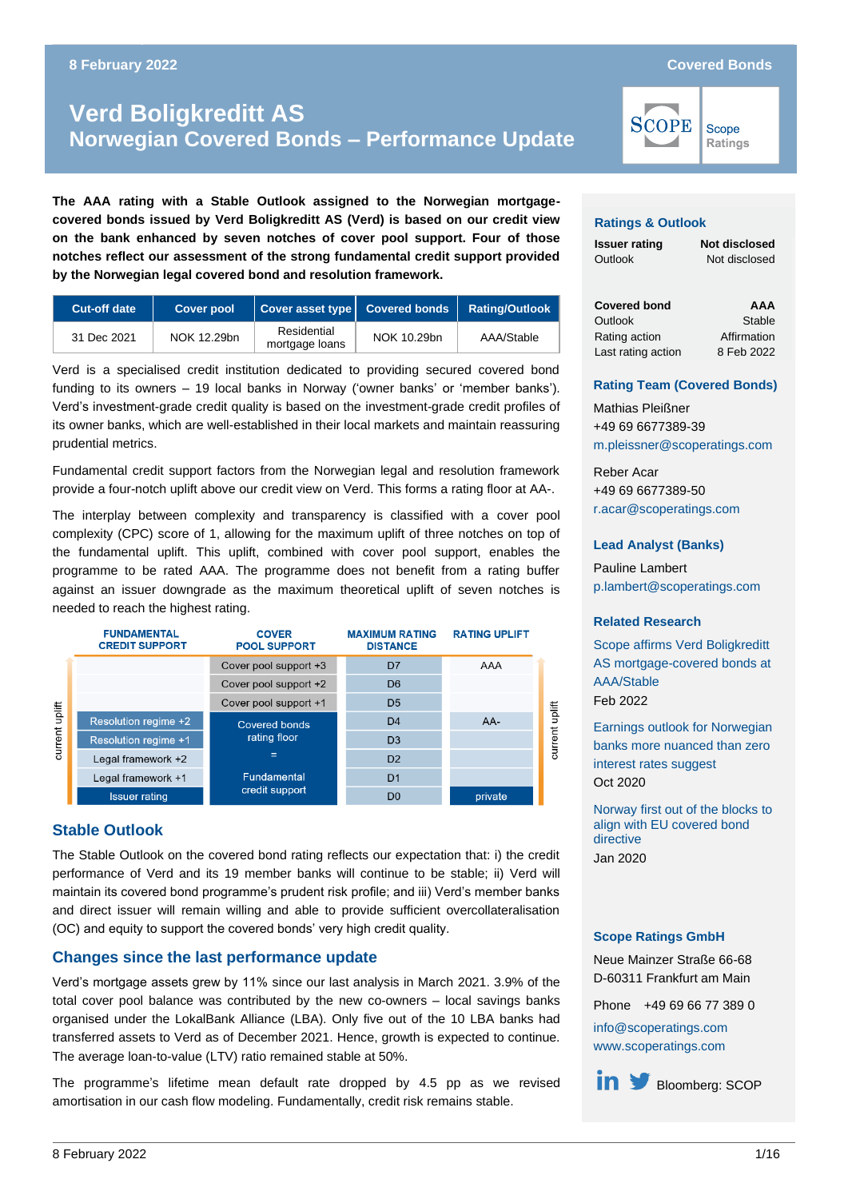# Verd Boligkreditt AS
## Norwegian Covered Bonds – Performance Update

**The AAA rating with a Stable Outlook assigned to the Norwegian mortgage-covered bonds issued by Verd Boligkreditt AS (Verd) is based on our credit view on the bank enhanced by seven notches of cover pool support. Four of those notches reflect our assessment of the strong fundamental credit support provided by the Norwegian legal covered bond and resolution framework.**

| Cut-off date | Cover pool | Cover asset type | Covered bonds | Rating/Outlook |
|---|---|---|---|---|
| 31 Dec 2021 | NOK 12.29bn | Residential mortgage loans | NOK 10.29bn | AAA/Stable |

Verd is a specialised credit institution dedicated to providing secured covered bond funding to its owners – 19 local banks in Norway ('owner banks' or 'member banks'). Verd's investment-grade credit quality is based on the investment-grade credit profiles of its owner banks, which are well-established in their local markets and maintain reassuring prudential metrics.

Fundamental credit support factors from the Norwegian legal and resolution framework provide a four-notch uplift above our credit view on Verd. This forms a rating floor at AA-.

The interplay between complexity and transparency is classified with a cover pool complexity (CPC) score of 1, allowing for the maximum uplift of three notches on top of the fundamental uplift. This uplift, combined with cover pool support, enables the programme to be rated AAA. The programme does not benefit from a rating buffer against an issuer downgrade as the maximum theoretical uplift of seven notches is needed to reach the highest rating.

| FUNDAMENTAL CREDIT SUPPORT | COVER POOL SUPPORT | MAXIMUM RATING DISTANCE | RATING UPLIFT |
|---|---|---|---|
| | Cover pool support +3 | D7 | AAA |
| | Cover pool support +2 | D6 | |
| | Cover pool support +1 | D5 | |
| Resolution regime +2 | Covered bonds rating floor = Fundamental credit support | D4 | AA- |
| Resolution regime +1 | | D3 | |
| Legal framework +2 | | D2 | |
| Legal framework +1 | | D1 | |
| Issuer rating | | D0 | private |

## Stable Outlook

The Stable Outlook on the covered bond rating reflects our expectation that: i) the credit performance of Verd and its 19 member banks will continue to be stable; ii) Verd will maintain its covered bond programme's prudent risk profile; and iii) Verd's member banks and direct issuer will remain willing and able to provide sufficient overcollateralisation (OC) and equity to support the covered bonds' very high credit quality.

## Changes since the last performance update

Verd's mortgage assets grew by 11% since our last analysis in March 2021. 3.9% of the total cover pool balance was contributed by the new co-owners – local savings banks organised under the LokalBank Alliance (LBA). Only five out of the 10 LBA banks had transferred assets to Verd as of December 2021. Hence, growth is expected to continue. The average loan-to-value (LTV) ratio remained stable at 50%.

The programme's lifetime mean default rate dropped by 4.5 pp as we revised amortisation in our cash flow modeling. Fundamentally, credit risk remains stable.

### Ratings & Outlook

| | |
|---|---|
| **Issuer rating** | **Not disclosed** |
| Outlook | Not disclosed |
| **Covered bond** | **AAA** |
| Outlook | Stable |
| Rating action | Affirmation |
| Last rating action | 8 Feb 2022 |

### Rating Team (Covered Bonds)

Mathias Pleißner
+49 69 6677389-39
m.pleissner@scoperatings.com

Reber Acar
+49 69 6677389-50
r.acar@scoperatings.com

### Lead Analyst (Banks)

Pauline Lambert
p.lambert@scoperatings.com

### Related Research

Scope affirms Verd Boligkreditt AS mortgage-covered bonds at AAA/Stable
Feb 2022

Earnings outlook for Norwegian banks more nuanced than zero interest rates suggest
Oct 2020

Norway first out of the blocks to align with EU covered bond directive
Jan 2020

### Scope Ratings GmbH

Neue Mainzer Straße 66-68
D-60311 Frankfurt am Main

Phone +49 69 66 77 389 0

info@scoperatings.com
www.scoperatings.com

Bloomberg: SCOP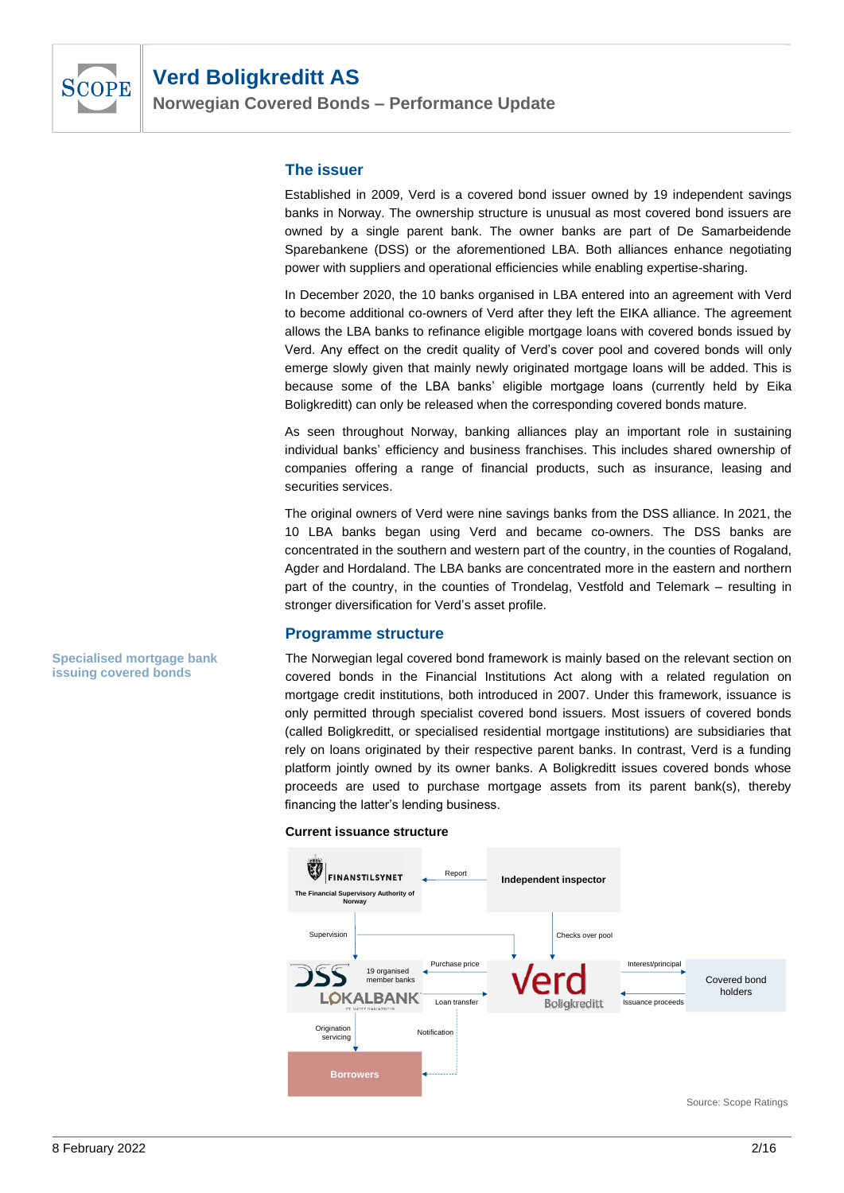## The issuer

Established in 2009, Verd is a covered bond issuer owned by 19 independent savings banks in Norway. The ownership structure is unusual as most covered bond issuers are owned by a single parent bank. The owner banks are part of De Samarbeidende Sparebankene (DSS) or the aforementioned LBA. Both alliances enhance negotiating power with suppliers and operational efficiencies while enabling expertise-sharing.

In December 2020, the 10 banks organised in LBA entered into an agreement with Verd to become additional co-owners of Verd after they left the EIKA alliance. The agreement allows the LBA banks to refinance eligible mortgage loans with covered bonds issued by Verd. Any effect on the credit quality of Verd's cover pool and covered bonds will only emerge slowly given that mainly newly originated mortgage loans will be added. This is because some of the LBA banks' eligible mortgage loans (currently held by Eika Boligkreditt) can only be released when the corresponding covered bonds mature.

As seen throughout Norway, banking alliances play an important role in sustaining individual banks' efficiency and business franchises. This includes shared ownership of companies offering a range of financial products, such as insurance, leasing and securities services.

The original owners of Verd were nine savings banks from the DSS alliance. In 2021, the 10 LBA banks began using Verd and became co-owners. The DSS banks are concentrated in the southern and western part of the country, in the counties of Rogaland, Agder and Hordaland. The LBA banks are concentrated more in the eastern and northern part of the country, in the counties of Trondelag, Vestfold and Telemark – resulting in stronger diversification for Verd's asset profile.

## Programme structure

**Specialised mortgage bank issuing covered bonds**

The Norwegian legal covered bond framework is mainly based on the relevant section on covered bonds in the Financial Institutions Act along with a related regulation on mortgage credit institutions, both introduced in 2007. Under this framework, issuance is only permitted through specialist covered bond issuers. Most issuers of covered bonds (called Boligkreditt, or specialised residential mortgage institutions) are subsidiaries that rely on loans originated by their respective parent banks. In contrast, Verd is a funding platform jointly owned by its owner banks. A Boligkreditt issues covered bonds whose proceeds are used to purchase mortgage assets from its parent bank(s), thereby financing the latter's lending business.

**Current issuance structure**

Finanstilsynet (The Financial Supervisory Authority of Norway) ← Report ← Independent inspector

Finanstilsynet → Supervision → DSS / LOKALBANK (19 organised member banks); Supervision → Verd Boligkreditt

Independent inspector → Checks over pool → Verd Boligkreditt

Verd Boligkreditt → Purchase price → DSS / LOKALBANK; DSS / LOKALBANK → Loan transfer → Verd Boligkreditt

Verd Boligkreditt → Interest/principal → Covered bond holders; Covered bond holders → Issuance proceeds → Verd Boligkreditt

DSS / LOKALBANK → Origination servicing → Borrowers

Verd Boligkreditt → Notification → Borrowers

Source: Scope Ratings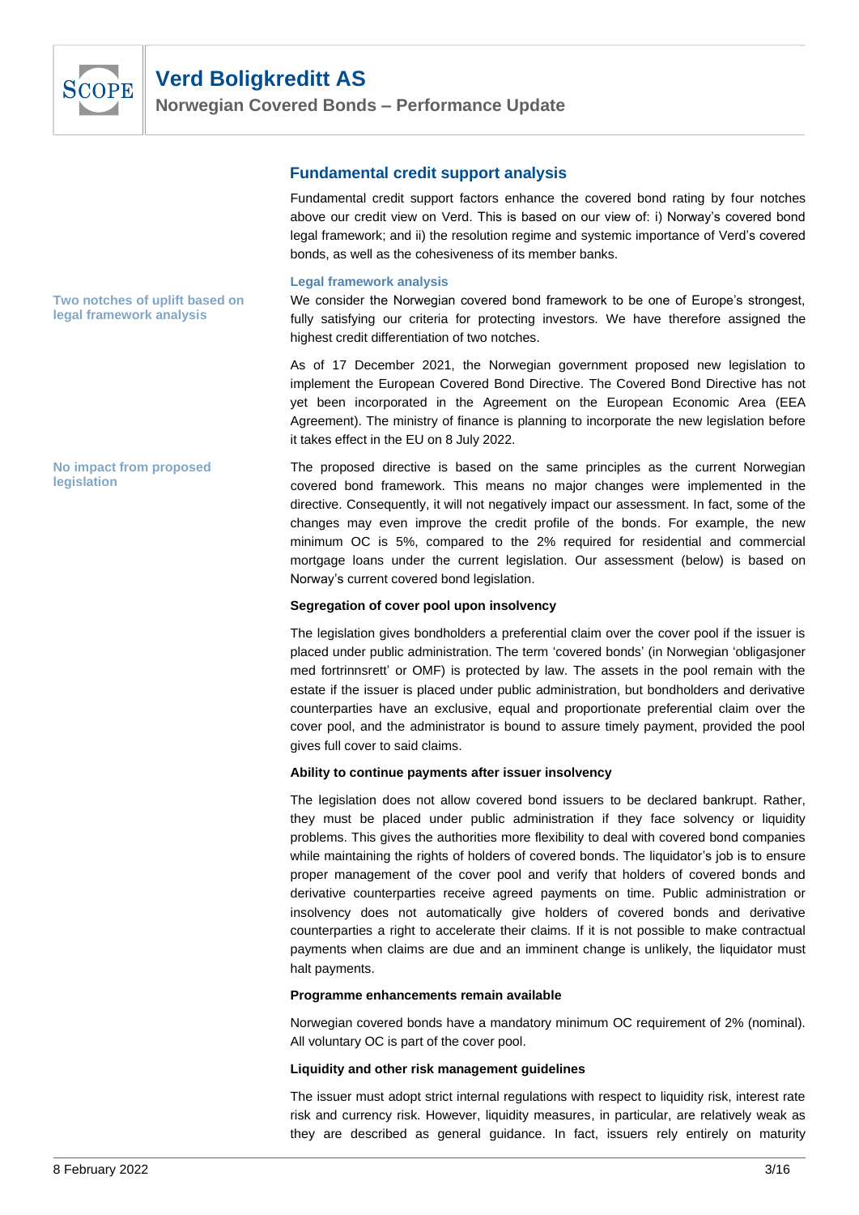## Fundamental credit support analysis

Fundamental credit support factors enhance the covered bond rating by four notches above our credit view on Verd. This is based on our view of: i) Norway's covered bond legal framework; and ii) the resolution regime and systemic importance of Verd's covered bonds, as well as the cohesiveness of its member banks.

### Legal framework analysis

**Two notches of uplift based on legal framework analysis**

We consider the Norwegian covered bond framework to be one of Europe's strongest, fully satisfying our criteria for protecting investors. We have therefore assigned the highest credit differentiation of two notches.

As of 17 December 2021, the Norwegian government proposed new legislation to implement the European Covered Bond Directive. The Covered Bond Directive has not yet been incorporated in the Agreement on the European Economic Area (EEA Agreement). The ministry of finance is planning to incorporate the new legislation before it takes effect in the EU on 8 July 2022.

**No impact from proposed legislation**

The proposed directive is based on the same principles as the current Norwegian covered bond framework. This means no major changes were implemented in the directive. Consequently, it will not negatively impact our assessment. In fact, some of the changes may even improve the credit profile of the bonds. For example, the new minimum OC is 5%, compared to the 2% required for residential and commercial mortgage loans under the current legislation. Our assessment (below) is based on Norway's current covered bond legislation.

**Segregation of cover pool upon insolvency**

The legislation gives bondholders a preferential claim over the cover pool if the issuer is placed under public administration. The term 'covered bonds' (in Norwegian 'obligasjoner med fortrinnsrett' or OMF) is protected by law. The assets in the pool remain with the estate if the issuer is placed under public administration, but bondholders and derivative counterparties have an exclusive, equal and proportionate preferential claim over the cover pool, and the administrator is bound to assure timely payment, provided the pool gives full cover to said claims.

**Ability to continue payments after issuer insolvency**

The legislation does not allow covered bond issuers to be declared bankrupt. Rather, they must be placed under public administration if they face solvency or liquidity problems. This gives the authorities more flexibility to deal with covered bond companies while maintaining the rights of holders of covered bonds. The liquidator's job is to ensure proper management of the cover pool and verify that holders of covered bonds and derivative counterparties receive agreed payments on time. Public administration or insolvency does not automatically give holders of covered bonds and derivative counterparties a right to accelerate their claims. If it is not possible to make contractual payments when claims are due and an imminent change is unlikely, the liquidator must halt payments.

**Programme enhancements remain available**

Norwegian covered bonds have a mandatory minimum OC requirement of 2% (nominal). All voluntary OC is part of the cover pool.

**Liquidity and other risk management guidelines**

The issuer must adopt strict internal regulations with respect to liquidity risk, interest rate risk and currency risk. However, liquidity measures, in particular, are relatively weak as they are described as general guidance. In fact, issuers rely entirely on maturity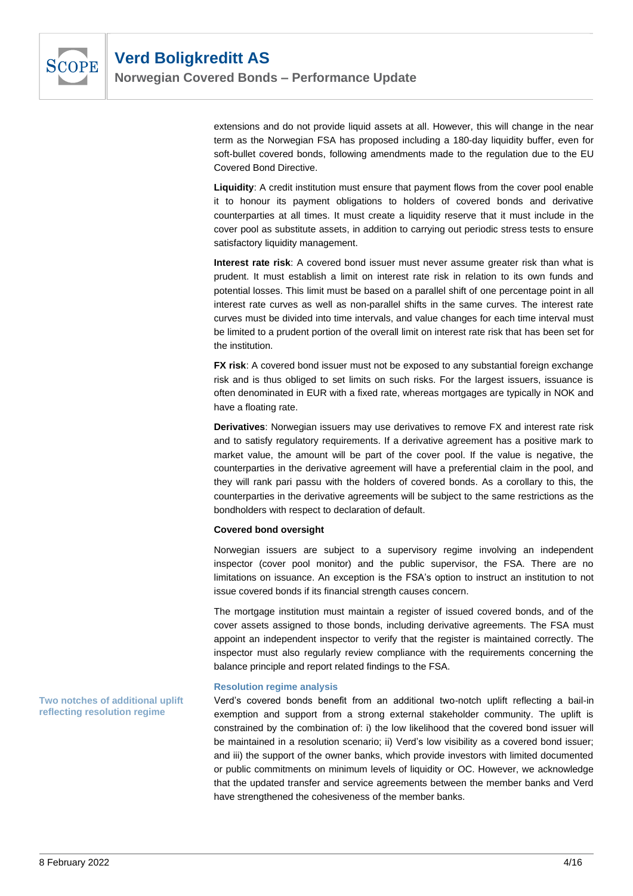extensions and do not provide liquid assets at all. However, this will change in the near term as the Norwegian FSA has proposed including a 180-day liquidity buffer, even for soft-bullet covered bonds, following amendments made to the regulation due to the EU Covered Bond Directive.

**Liquidity**: A credit institution must ensure that payment flows from the cover pool enable it to honour its payment obligations to holders of covered bonds and derivative counterparties at all times. It must create a liquidity reserve that it must include in the cover pool as substitute assets, in addition to carrying out periodic stress tests to ensure satisfactory liquidity management.

**Interest rate risk**: A covered bond issuer must never assume greater risk than what is prudent. It must establish a limit on interest rate risk in relation to its own funds and potential losses. This limit must be based on a parallel shift of one percentage point in all interest rate curves as well as non-parallel shifts in the same curves. The interest rate curves must be divided into time intervals, and value changes for each time interval must be limited to a prudent portion of the overall limit on interest rate risk that has been set for the institution.

**FX risk**: A covered bond issuer must not be exposed to any substantial foreign exchange risk and is thus obliged to set limits on such risks. For the largest issuers, issuance is often denominated in EUR with a fixed rate, whereas mortgages are typically in NOK and have a floating rate.

**Derivatives**: Norwegian issuers may use derivatives to remove FX and interest rate risk and to satisfy regulatory requirements. If a derivative agreement has a positive mark to market value, the amount will be part of the cover pool. If the value is negative, the counterparties in the derivative agreement will have a preferential claim in the pool, and they will rank pari passu with the holders of covered bonds. As a corollary to this, the counterparties in the derivative agreements will be subject to the same restrictions as the bondholders with respect to declaration of default.

**Covered bond oversight**

Norwegian issuers are subject to a supervisory regime involving an independent inspector (cover pool monitor) and the public supervisor, the FSA. There are no limitations on issuance. An exception is the FSA's option to instruct an institution to not issue covered bonds if its financial strength causes concern.

The mortgage institution must maintain a register of issued covered bonds, and of the cover assets assigned to those bonds, including derivative agreements. The FSA must appoint an independent inspector to verify that the register is maintained correctly. The inspector must also regularly review compliance with the requirements concerning the balance principle and report related findings to the FSA.

### Resolution regime analysis

**Two notches of additional uplift reflecting resolution regime**

Verd's covered bonds benefit from an additional two-notch uplift reflecting a bail-in exemption and support from a strong external stakeholder community. The uplift is constrained by the combination of: i) the low likelihood that the covered bond issuer will be maintained in a resolution scenario; ii) Verd's low visibility as a covered bond issuer; and iii) the support of the owner banks, which provide investors with limited documented or public commitments on minimum levels of liquidity or OC. However, we acknowledge that the updated transfer and service agreements between the member banks and Verd have strengthened the cohesiveness of the member banks.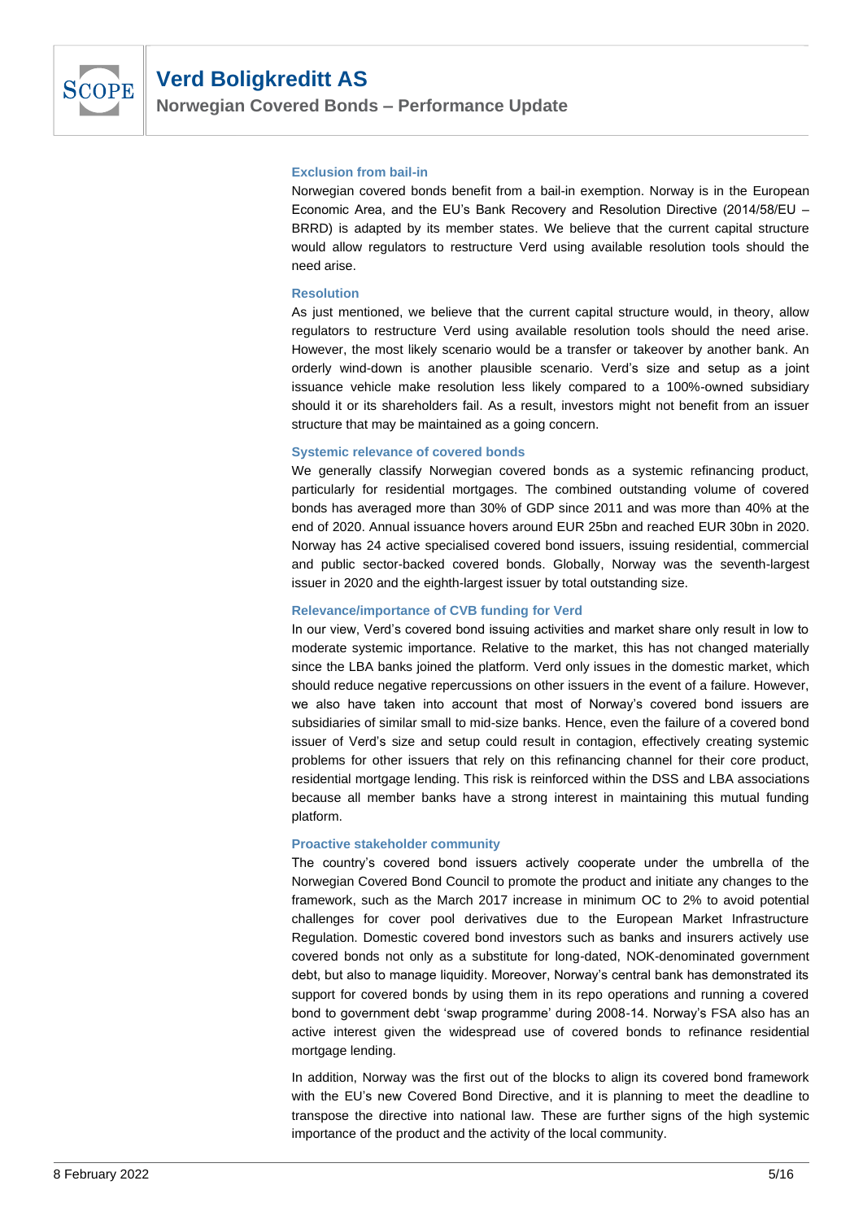### Exclusion from bail-in

Norwegian covered bonds benefit from a bail-in exemption. Norway is in the European Economic Area, and the EU's Bank Recovery and Resolution Directive (2014/58/EU – BRRD) is adapted by its member states. We believe that the current capital structure would allow regulators to restructure Verd using available resolution tools should the need arise.

### Resolution

As just mentioned, we believe that the current capital structure would, in theory, allow regulators to restructure Verd using available resolution tools should the need arise. However, the most likely scenario would be a transfer or takeover by another bank. An orderly wind-down is another plausible scenario. Verd's size and setup as a joint issuance vehicle make resolution less likely compared to a 100%-owned subsidiary should it or its shareholders fail. As a result, investors might not benefit from an issuer structure that may be maintained as a going concern.

### Systemic relevance of covered bonds

We generally classify Norwegian covered bonds as a systemic refinancing product, particularly for residential mortgages. The combined outstanding volume of covered bonds has averaged more than 30% of GDP since 2011 and was more than 40% at the end of 2020. Annual issuance hovers around EUR 25bn and reached EUR 30bn in 2020. Norway has 24 active specialised covered bond issuers, issuing residential, commercial and public sector-backed covered bonds. Globally, Norway was the seventh-largest issuer in 2020 and the eighth-largest issuer by total outstanding size.

### Relevance/importance of CVB funding for Verd

In our view, Verd's covered bond issuing activities and market share only result in low to moderate systemic importance. Relative to the market, this has not changed materially since the LBA banks joined the platform. Verd only issues in the domestic market, which should reduce negative repercussions on other issuers in the event of a failure. However, we also have taken into account that most of Norway's covered bond issuers are subsidiaries of similar small to mid-size banks. Hence, even the failure of a covered bond issuer of Verd's size and setup could result in contagion, effectively creating systemic problems for other issuers that rely on this refinancing channel for their core product, residential mortgage lending. This risk is reinforced within the DSS and LBA associations because all member banks have a strong interest in maintaining this mutual funding platform.

### Proactive stakeholder community

The country's covered bond issuers actively cooperate under the umbrella of the Norwegian Covered Bond Council to promote the product and initiate any changes to the framework, such as the March 2017 increase in minimum OC to 2% to avoid potential challenges for cover pool derivatives due to the European Market Infrastructure Regulation. Domestic covered bond investors such as banks and insurers actively use covered bonds not only as a substitute for long-dated, NOK-denominated government debt, but also to manage liquidity. Moreover, Norway's central bank has demonstrated its support for covered bonds by using them in its repo operations and running a covered bond to government debt 'swap programme' during 2008-14. Norway's FSA also has an active interest given the widespread use of covered bonds to refinance residential mortgage lending.

In addition, Norway was the first out of the blocks to align its covered bond framework with the EU's new Covered Bond Directive, and it is planning to meet the deadline to transpose the directive into national law. These are further signs of the high systemic importance of the product and the activity of the local community.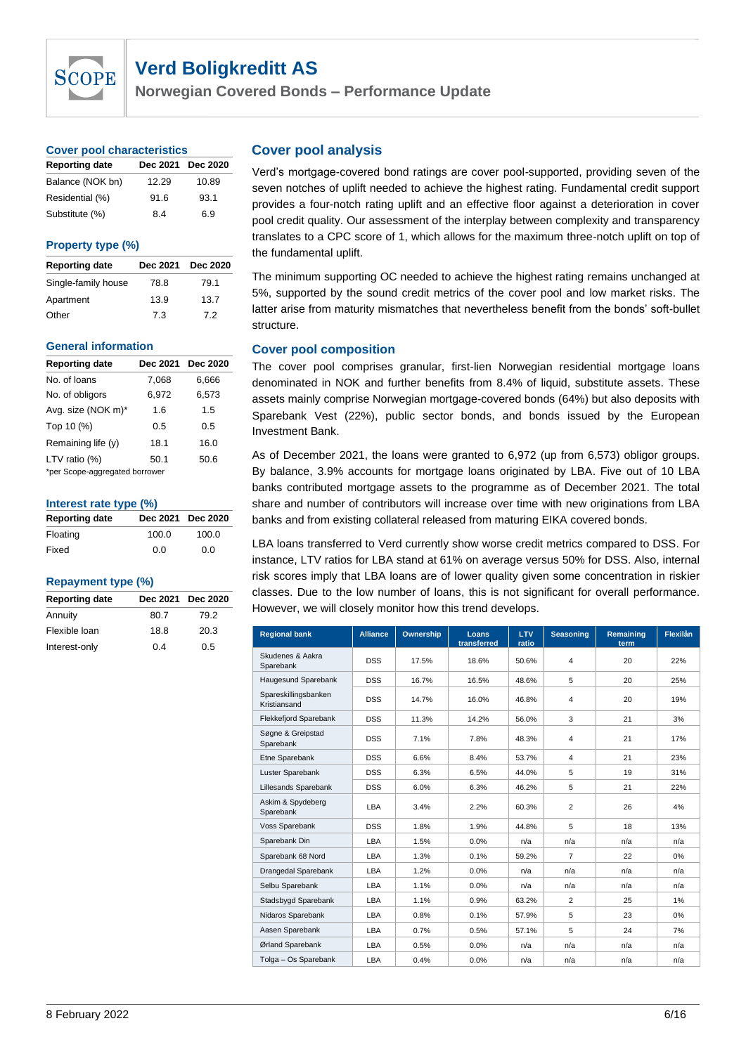# Verd Boligkreditt AS

## Norwegian Covered Bonds – Performance Update

### Cover pool characteristics

| Reporting date | Dec 2021 | Dec 2020 |
|---|---|---|
| Balance (NOK bn) | 12.29 | 10.89 |
| Residential (%) | 91.6 | 93.1 |
| Substitute (%) | 8.4 | 6.9 |

### Property type (%)

| Reporting date | Dec 2021 | Dec 2020 |
|---|---|---|
| Single-family house | 78.8 | 79.1 |
| Apartment | 13.9 | 13.7 |
| Other | 7.3 | 7.2 |

### General information

| Reporting date | Dec 2021 | Dec 2020 |
|---|---|---|
| No. of loans | 7,068 | 6,666 |
| No. of obligors | 6,972 | 6,573 |
| Avg. size (NOK m)* | 1.6 | 1.5 |
| Top 10 (%) | 0.5 | 0.5 |
| Remaining life (y) | 18.1 | 16.0 |
| LTV ratio (%) | 50.1 | 50.6 |

*per Scope-aggregated borrower

### Interest rate type (%)

| Reporting date | Dec 2021 | Dec 2020 |
|---|---|---|
| Floating | 100.0 | 100.0 |
| Fixed | 0.0 | 0.0 |

### Repayment type (%)

| Reporting date | Dec 2021 | Dec 2020 |
|---|---|---|
| Annuity | 80.7 | 79.2 |
| Flexible loan | 18.8 | 20.3 |
| Interest-only | 0.4 | 0.5 |

## Cover pool analysis

Verd's mortgage-covered bond ratings are cover pool-supported, providing seven of the seven notches of uplift needed to achieve the highest rating. Fundamental credit support provides a four-notch rating uplift and an effective floor against a deterioration in cover pool credit quality. Our assessment of the interplay between complexity and transparency translates to a CPC score of 1, which allows for the maximum three-notch uplift on top of the fundamental uplift.

The minimum supporting OC needed to achieve the highest rating remains unchanged at 5%, supported by the sound credit metrics of the cover pool and low market risks. The latter arise from maturity mismatches that nevertheless benefit from the bonds' soft-bullet structure.

### Cover pool composition

The cover pool comprises granular, first-lien Norwegian residential mortgage loans denominated in NOK and further benefits from 8.4% of liquid, substitute assets. These assets mainly comprise Norwegian mortgage-covered bonds (64%) but also deposits with Sparebank Vest (22%), public sector bonds, and bonds issued by the European Investment Bank.

As of December 2021, the loans were granted to 6,972 (up from 6,573) obligor groups. By balance, 3.9% accounts for mortgage loans originated by LBA. Five out of 10 LBA banks contributed mortgage assets to the programme as of December 2021. The total share and number of contributors will increase over time with new originations from LBA banks and from existing collateral released from maturing EIKA covered bonds.

LBA loans transferred to Verd currently show worse credit metrics compared to DSS. For instance, LTV ratios for LBA stand at 61% on average versus 50% for DSS. Also, internal risk scores imply that LBA loans are of lower quality given some concentration in riskier classes. Due to the low number of loans, this is not significant for overall performance. However, we will closely monitor how this trend develops.

| Regional bank | Alliance | Ownership | Loans transferred | LTV ratio | Seasoning | Remaining term | Flexilån |
|---|---|---|---|---|---|---|---|
| Skudenes & Aakra Sparebank | DSS | 17.5% | 18.6% | 50.6% | 4 | 20 | 22% |
| Haugesund Sparebank | DSS | 16.7% | 16.5% | 48.6% | 5 | 20 | 25% |
| Spareskillingsbanken Kristiansand | DSS | 14.7% | 16.0% | 46.8% | 4 | 20 | 19% |
| Flekkefjord Sparebank | DSS | 11.3% | 14.2% | 56.0% | 3 | 21 | 3% |
| Søgne & Greipstad Sparebank | DSS | 7.1% | 7.8% | 48.3% | 4 | 21 | 17% |
| Etne Sparebank | DSS | 6.6% | 8.4% | 53.7% | 4 | 21 | 23% |
| Luster Sparebank | DSS | 6.3% | 6.5% | 44.0% | 5 | 19 | 31% |
| Lillesands Sparebank | DSS | 6.0% | 6.3% | 46.2% | 5 | 21 | 22% |
| Askim & Spydeberg Sparebank | LBA | 3.4% | 2.2% | 60.3% | 2 | 26 | 4% |
| Voss Sparebank | DSS | 1.8% | 1.9% | 44.8% | 5 | 18 | 13% |
| Sparebank Din | LBA | 1.5% | 0.0% | n/a | n/a | n/a | n/a |
| Sparebank 68 Nord | LBA | 1.3% | 0.1% | 59.2% | 7 | 22 | 0% |
| Drangedal Sparebank | LBA | 1.2% | 0.0% | n/a | n/a | n/a | n/a |
| Selbu Sparebank | LBA | 1.1% | 0.0% | n/a | n/a | n/a | n/a |
| Stadsbygd Sparebank | LBA | 1.1% | 0.9% | 63.2% | 2 | 25 | 1% |
| Nidaros Sparebank | LBA | 0.8% | 0.1% | 57.9% | 5 | 23 | 0% |
| Aasen Sparebank | LBA | 0.7% | 0.5% | 57.1% | 5 | 24 | 7% |
| Ørland Sparebank | LBA | 0.5% | 0.0% | n/a | n/a | n/a | n/a |
| Tolga – Os Sparebank | LBA | 0.4% | 0.0% | n/a | n/a | n/a | n/a |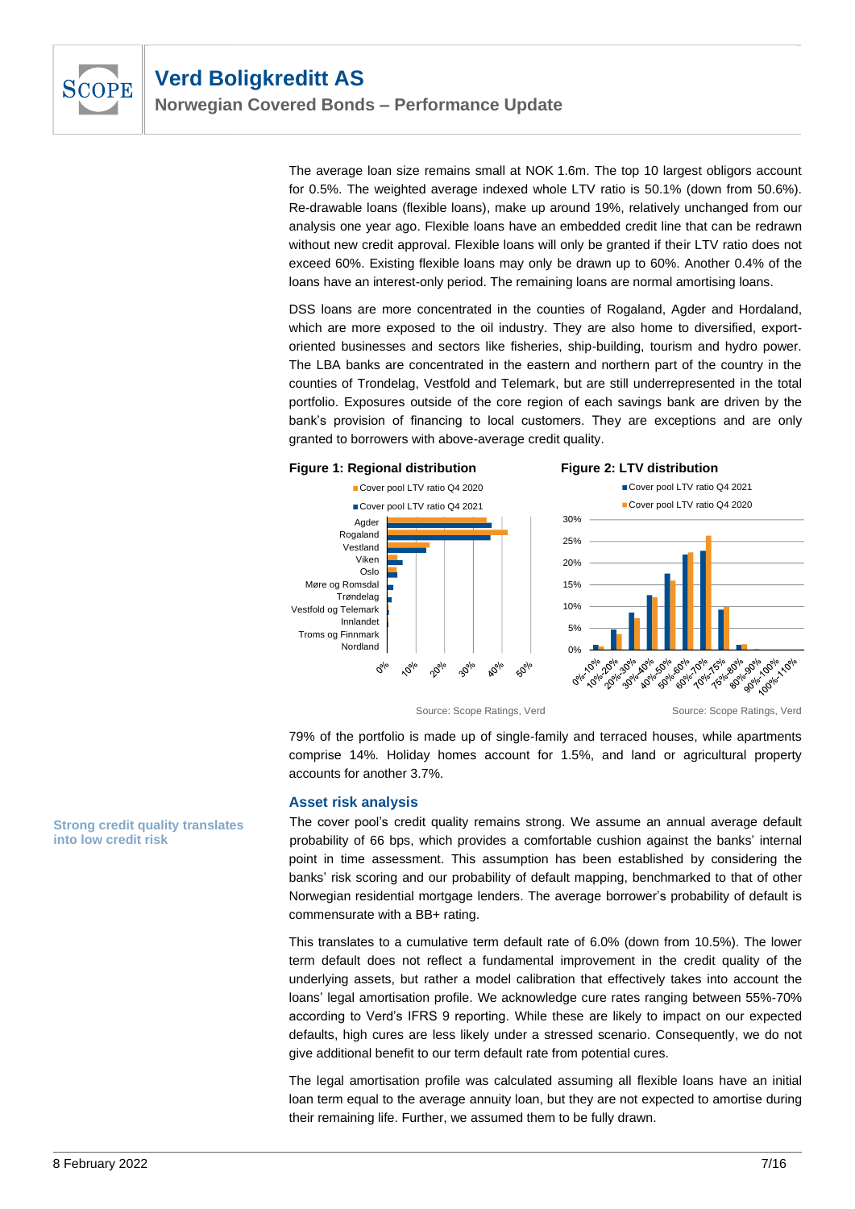The average loan size remains small at NOK 1.6m. The top 10 largest obligors account for 0.5%. The weighted average indexed whole LTV ratio is 50.1% (down from 50.6%). Re-drawable loans (flexible loans), make up around 19%, relatively unchanged from our analysis one year ago. Flexible loans have an embedded credit line that can be redrawn without new credit approval. Flexible loans will only be granted if their LTV ratio does not exceed 60%. Existing flexible loans may only be drawn up to 60%. Another 0.4% of the loans have an interest-only period. The remaining loans are normal amortising loans.

DSS loans are more concentrated in the counties of Rogaland, Agder and Hordaland, which are more exposed to the oil industry. They are also home to diversified, export-oriented businesses and sectors like fisheries, ship-building, tourism and hydro power. The LBA banks are concentrated in the eastern and northern part of the country in the counties of Trondelag, Vestfold and Telemark, but are still underrepresented in the total portfolio. Exposures outside of the core region of each savings bank are driven by the bank's provision of financing to local customers. They are exceptions and are only granted to borrowers with above-average credit quality.

**Figure 1: Regional distribution**

Source: Scope Ratings, Verd

**Figure 2: LTV distribution**

Source: Scope Ratings, Verd

79% of the portfolio is made up of single-family and terraced houses, while apartments comprise 14%. Holiday homes account for 1.5%, and land or agricultural property accounts for another 3.7%.

## Asset risk analysis

**Strong credit quality translates into low credit risk**

The cover pool's credit quality remains strong. We assume an annual average default probability of 66 bps, which provides a comfortable cushion against the banks' internal point in time assessment. This assumption has been established by considering the banks' risk scoring and our probability of default mapping, benchmarked to that of other Norwegian residential mortgage lenders. The average borrower's probability of default is commensurate with a BB+ rating.

This translates to a cumulative term default rate of 6.0% (down from 10.5%). The lower term default does not reflect a fundamental improvement in the credit quality of the underlying assets, but rather a model calibration that effectively takes into account the loans' legal amortisation profile. We acknowledge cure rates ranging between 55%-70% according to Verd's IFRS 9 reporting. While these are likely to impact on our expected defaults, high cures are less likely under a stressed scenario. Consequently, we do not give additional benefit to our term default rate from potential cures.

The legal amortisation profile was calculated assuming all flexible loans have an initial loan term equal to the average annuity loan, but they are not expected to amortise during their remaining life. Further, we assumed them to be fully drawn.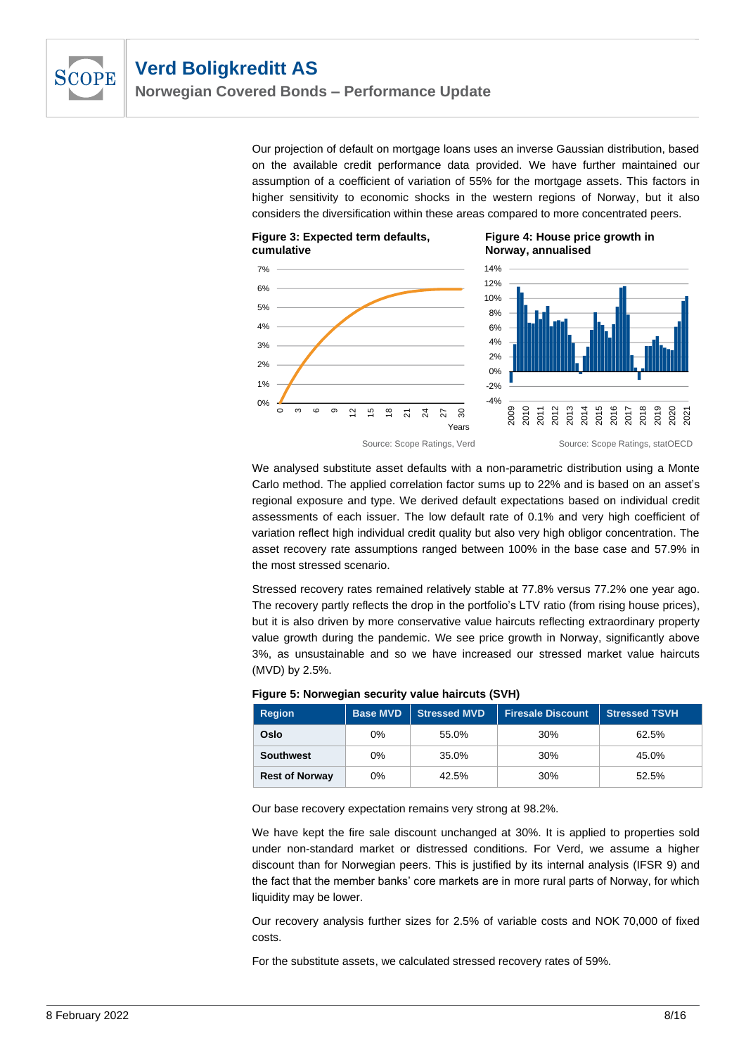Our projection of default on mortgage loans uses an inverse Gaussian distribution, based on the available credit performance data provided. We have further maintained our assumption of a coefficient of variation of 55% for the mortgage assets. This factors in higher sensitivity to economic shocks in the western regions of Norway, but it also considers the diversification within these areas compared to more concentrated peers.

**Figure 3: Expected term defaults, cumulative**

Source: Scope Ratings, Verd

**Figure 4: House price growth in Norway, annualised**

Source: Scope Ratings, statOECD

We analysed substitute asset defaults with a non-parametric distribution using a Monte Carlo method. The applied correlation factor sums up to 22% and is based on an asset's regional exposure and type. We derived default expectations based on individual credit assessments of each issuer. The low default rate of 0.1% and very high coefficient of variation reflect high individual credit quality but also very high obligor concentration. The asset recovery rate assumptions ranged between 100% in the base case and 57.9% in the most stressed scenario.

Stressed recovery rates remained relatively stable at 77.8% versus 77.2% one year ago. The recovery partly reflects the drop in the portfolio's LTV ratio (from rising house prices), but it is also driven by more conservative value haircuts reflecting extraordinary property value growth during the pandemic. We see price growth in Norway, significantly above 3%, as unsustainable and so we have increased our stressed market value haircuts (MVD) by 2.5%.

**Figure 5: Norwegian security value haircuts (SVH)**

| Region | Base MVD | Stressed MVD | Firesale Discount | Stressed TSVH |
|---|---|---|---|---|
| **Oslo** | 0% | 55.0% | 30% | 62.5% |
| **Southwest** | 0% | 35.0% | 30% | 45.0% |
| **Rest of Norway** | 0% | 42.5% | 30% | 52.5% |

Our base recovery expectation remains very strong at 98.2%.

We have kept the fire sale discount unchanged at 30%. It is applied to properties sold under non-standard market or distressed conditions. For Verd, we assume a higher discount than for Norwegian peers. This is justified by its internal analysis (IFSR 9) and the fact that the member banks' core markets are in more rural parts of Norway, for which liquidity may be lower.

Our recovery analysis further sizes for 2.5% of variable costs and NOK 70,000 of fixed costs.

For the substitute assets, we calculated stressed recovery rates of 59%.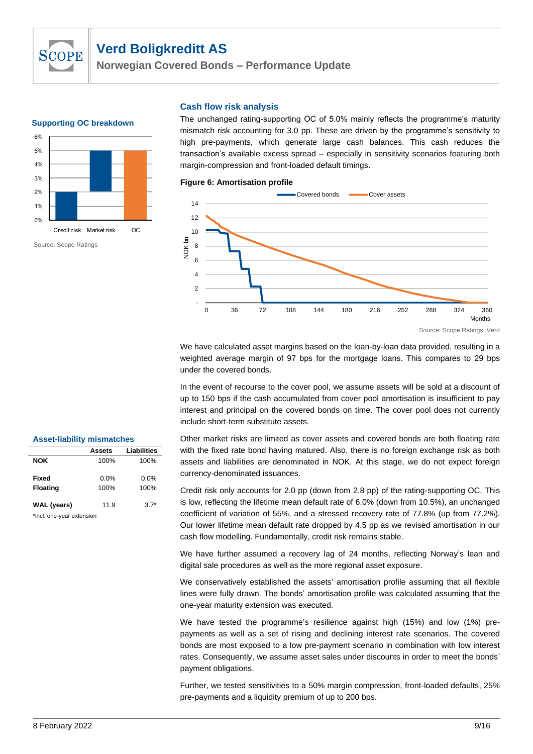## Supporting OC breakdown

Source: Scope Ratings

## Cash flow risk analysis

The unchanged rating-supporting OC of 5.0% mainly reflects the programme's maturity mismatch risk accounting for 3.0 pp. These are driven by the programme's sensitivity to high pre-payments, which generate large cash balances. This cash reduces the transaction's available excess spread – especially in sensitivity scenarios featuring both margin-compression and front-loaded default timings.

**Figure 6: Amortisation profile**

Source: Scope Ratings, Verd

We have calculated asset margins based on the loan-by-loan data provided, resulting in a weighted average margin of 97 bps for the mortgage loans. This compares to 29 bps under the covered bonds.

In the event of recourse to the cover pool, we assume assets will be sold at a discount of up to 150 bps if the cash accumulated from cover pool amortisation is insufficient to pay interest and principal on the covered bonds on time. The cover pool does not currently include short-term substitute assets.

### Asset-liability mismatches

| | Assets | Liabilities |
|---|---|---|
| **NOK** | 100% | 100% |
| **Fixed** | 0.0% | 0.0% |
| **Floating** | 100% | 100% |
| **WAL (years)** | 11.9 | 3.7* |

*incl. one-year extension

Other market risks are limited as cover assets and covered bonds are both floating rate with the fixed rate bond having matured. Also, there is no foreign exchange risk as both assets and liabilities are denominated in NOK. At this stage, we do not expect foreign currency-denominated issuances.

Credit risk only accounts for 2.0 pp (down from 2.8 pp) of the rating-supporting OC. This is low, reflecting the lifetime mean default rate of 6.0% (down from 10.5%), an unchanged coefficient of variation of 55%, and a stressed recovery rate of 77.8% (up from 77.2%). Our lower lifetime mean default rate dropped by 4.5 pp as we revised amortisation in our cash flow modelling. Fundamentally, credit risk remains stable.

We have further assumed a recovery lag of 24 months, reflecting Norway's lean and digital sale procedures as well as the more regional asset exposure.

We conservatively established the assets' amortisation profile assuming that all flexible lines were fully drawn. The bonds' amortisation profile was calculated assuming that the one-year maturity extension was executed.

We have tested the programme's resilience against high (15%) and low (1%) pre-payments as well as a set of rising and declining interest rate scenarios. The covered bonds are most exposed to a low pre-payment scenario in combination with low interest rates. Consequently, we assume asset sales under discounts in order to meet the bonds' payment obligations.

Further, we tested sensitivities to a 50% margin compression, front-loaded defaults, 25% pre-payments and a liquidity premium of up to 200 bps.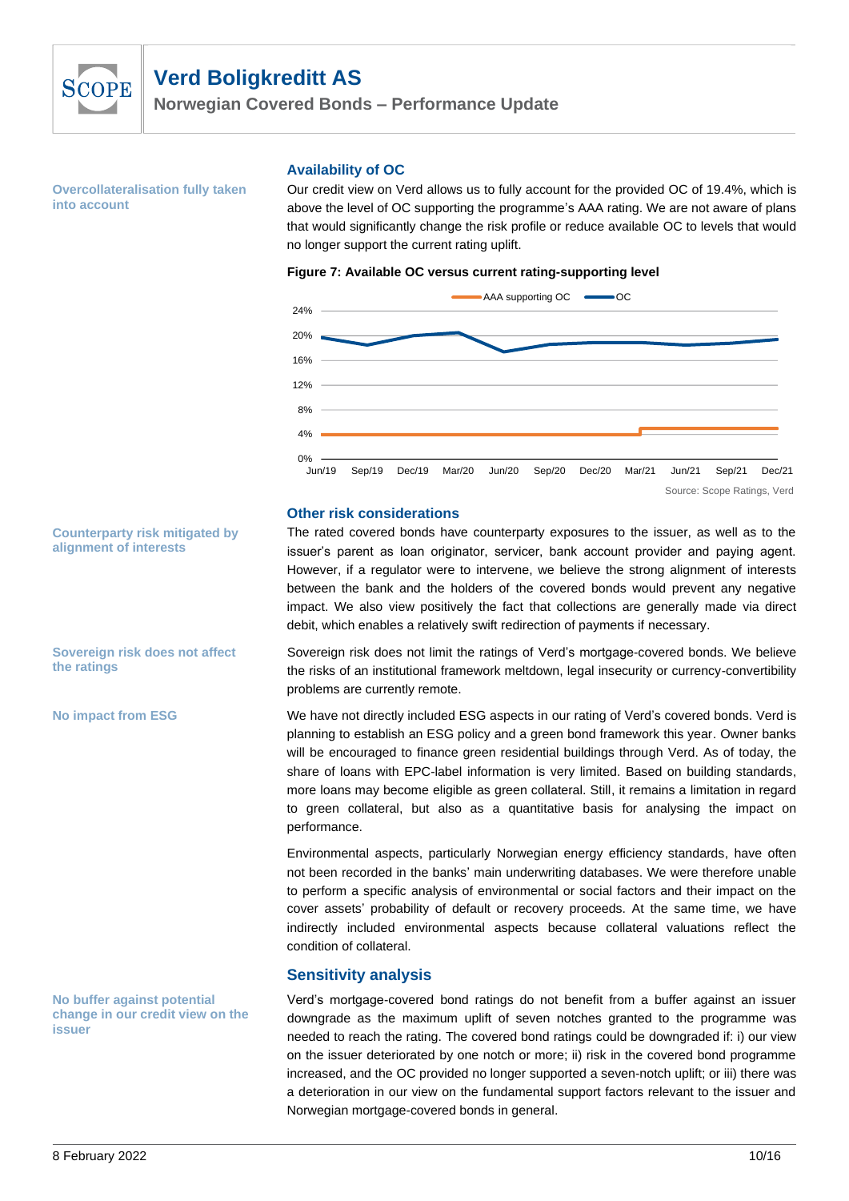## Availability of OC

**Overcollateralisation fully taken into account**

Our credit view on Verd allows us to fully account for the provided OC of 19.4%, which is above the level of OC supporting the programme's AAA rating. We are not aware of plans that would significantly change the risk profile or reduce available OC to levels that would no longer support the current rating uplift.

**Figure 7: Available OC versus current rating-supporting level**

Source: Scope Ratings, Verd

## Other risk considerations

**Counterparty risk mitigated by alignment of interests**

The rated covered bonds have counterparty exposures to the issuer, as well as to the issuer's parent as loan originator, servicer, bank account provider and paying agent. However, if a regulator were to intervene, we believe the strong alignment of interests between the bank and the holders of the covered bonds would prevent any negative impact. We also view positively the fact that collections are generally made via direct debit, which enables a relatively swift redirection of payments if necessary.

**Sovereign risk does not affect the ratings**

Sovereign risk does not limit the ratings of Verd's mortgage-covered bonds. We believe the risks of an institutional framework meltdown, legal insecurity or currency-convertibility problems are currently remote.

**No impact from ESG**

We have not directly included ESG aspects in our rating of Verd's covered bonds. Verd is planning to establish an ESG policy and a green bond framework this year. Owner banks will be encouraged to finance green residential buildings through Verd. As of today, the share of loans with EPC-label information is very limited. Based on building standards, more loans may become eligible as green collateral. Still, it remains a limitation in regard to green collateral, but also as a quantitative basis for analysing the impact on performance.

Environmental aspects, particularly Norwegian energy efficiency standards, have often not been recorded in the banks' main underwriting databases. We were therefore unable to perform a specific analysis of environmental or social factors and their impact on the cover assets' probability of default or recovery proceeds. At the same time, we have indirectly included environmental aspects because collateral valuations reflect the condition of collateral.

## Sensitivity analysis

**No buffer against potential change in our credit view on the issuer**

Verd's mortgage-covered bond ratings do not benefit from a buffer against an issuer downgrade as the maximum uplift of seven notches granted to the programme was needed to reach the rating. The covered bond ratings could be downgraded if: i) our view on the issuer deteriorated by one notch or more; ii) risk in the covered bond programme increased, and the OC provided no longer supported a seven-notch uplift; or iii) there was a deterioration in our view on the fundamental support factors relevant to the issuer and Norwegian mortgage-covered bonds in general.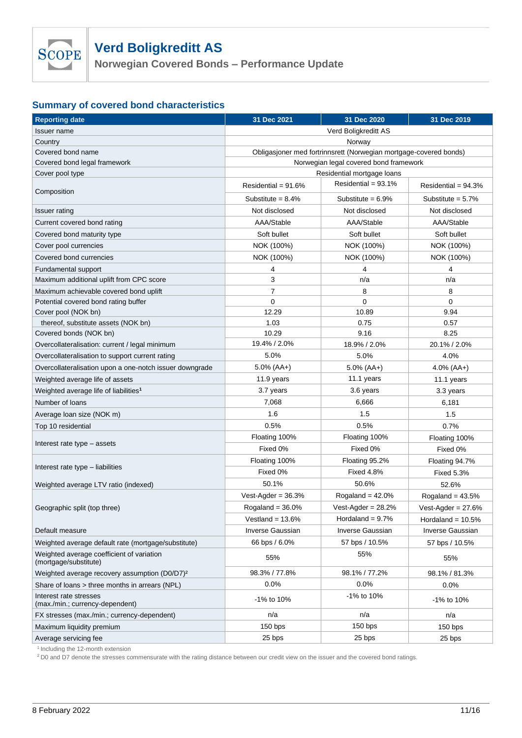# Verd Boligkreditt AS

## Norwegian Covered Bonds – Performance Update

### Summary of covered bond characteristics

| Reporting date | 31 Dec 2021 | 31 Dec 2020 | 31 Dec 2019 |
|---|---|---|---|
| Issuer name | Verd Boligkreditt AS | | |
| Country | Norway | | |
| Covered bond name | Obligasjoner med fortrinnsrett (Norwegian mortgage-covered bonds) | | |
| Covered bond legal framework | Norwegian legal covered bond framework | | |
| Cover pool type | Residential mortgage loans | | |
| Composition | Residential = 91.6% | Residential = 93.1% | Residential = 94.3% |
| | Substitute = 8.4% | Substitute = 6.9% | Substitute = 5.7% |
| Issuer rating | Not disclosed | Not disclosed | Not disclosed |
| Current covered bond rating | AAA/Stable | AAA/Stable | AAA/Stable |
| Covered bond maturity type | Soft bullet | Soft bullet | Soft bullet |
| Cover pool currencies | NOK (100%) | NOK (100%) | NOK (100%) |
| Covered bond currencies | NOK (100%) | NOK (100%) | NOK (100%) |
| Fundamental support | 4 | 4 | 4 |
| Maximum additional uplift from CPC score | 3 | n/a | n/a |
| Maximum achievable covered bond uplift | 7 | 8 | 8 |
| Potential covered bond rating buffer | 0 | 0 | 0 |
| Cover pool (NOK bn) | 12.29 | 10.89 | 9.94 |
| thereof, substitute assets (NOK bn) | 1.03 | 0.75 | 0.57 |
| Covered bonds (NOK bn) | 10.29 | 9.16 | 8.25 |
| Overcollateralisation: current / legal minimum | 19.4% / 2.0% | 18.9% / 2.0% | 20.1% / 2.0% |
| Overcollateralisation to support current rating | 5.0% | 5.0% | 4.0% |
| Overcollateralisation upon a one-notch issuer downgrade | 5.0% (AA+) | 5.0% (AA+) | 4.0% (AA+) |
| Weighted average life of assets | 11.9 years | 11.1 years | 11.1 years |
| Weighted average life of liabilities[1] | 3.7 years | 3.6 years | 3.3 years |
| Number of loans | 7,068 | 6,666 | 6,181 |
| Average loan size (NOK m) | 1.6 | 1.5 | 1.5 |
| Top 10 residential | 0.5% | 0.5% | 0.7% |
| Interest rate type – assets | Floating 100% | Floating 100% | Floating 100% |
| | Fixed 0% | Fixed 0% | Fixed 0% |
| Interest rate type – liabilities | Floating 100% | Floating 95.2% | Floating 94.7% |
| | Fixed 0% | Fixed 4.8% | Fixed 5.3% |
| Weighted average LTV ratio (indexed) | 50.1% | 50.6% | 52.6% |
| Geographic split (top three) | Vest-Agder = 36.3% | Rogaland = 42.0% | Rogaland = 43.5% |
| | Rogaland = 36.0% | Vest-Agder = 28.2% | Vest-Agder = 27.6% |
| | Vestland = 13.6% | Hordaland = 9.7% | Hordaland = 10.5% |
| Default measure | Inverse Gaussian | Inverse Gaussian | Inverse Gaussian |
| Weighted average default rate (mortgage/substitute) | 66 bps / 6.0% | 57 bps / 10.5% | 57 bps / 10.5% |
| Weighted average coefficient of variation (mortgage/substitute) | 55% | 55% | 55% |
| Weighted average recovery assumption (D0/D7)[2] | 98.3% / 77.8% | 98.1% / 77.2% | 98.1% / 81.3% |
| Share of loans > three months in arrears (NPL) | 0.0% | 0.0% | 0.0% |
| Interest rate stresses (max./min.; currency-dependent) | -1% to 10% | -1% to 10% | -1% to 10% |
| FX stresses (max./min.; currency-dependent) | n/a | n/a | n/a |
| Maximum liquidity premium | 150 bps | 150 bps | 150 bps |
| Average servicing fee | 25 bps | 25 bps | 25 bps |

[1] Including the 12-month extension

[2] D0 and D7 denote the stresses commensurate with the rating distance between our credit view on the issuer and the covered bond ratings.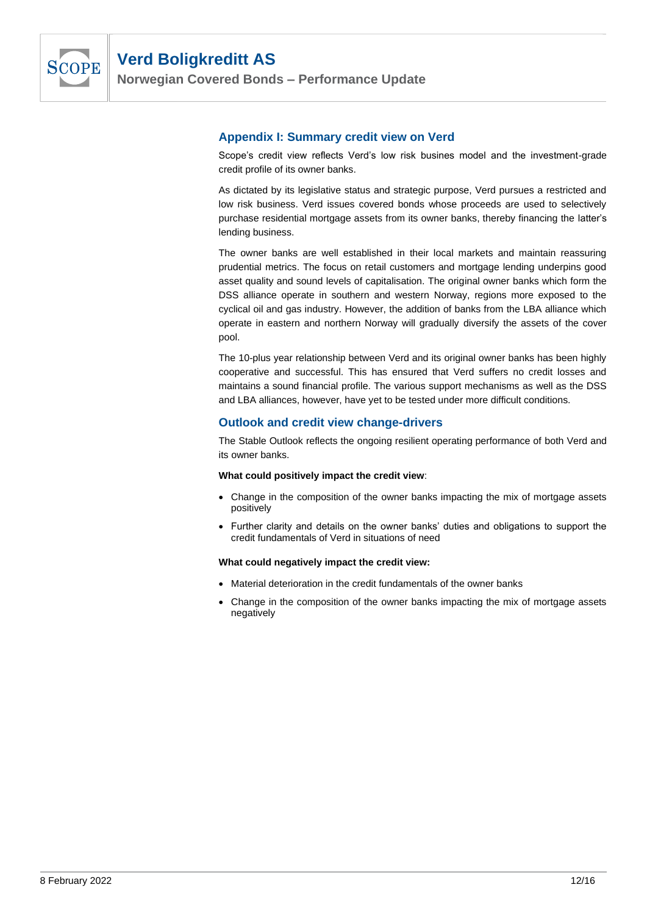## Appendix I: Summary credit view on Verd

Scope's credit view reflects Verd's low risk busines model and the investment-grade credit profile of its owner banks.

As dictated by its legislative status and strategic purpose, Verd pursues a restricted and low risk business. Verd issues covered bonds whose proceeds are used to selectively purchase residential mortgage assets from its owner banks, thereby financing the latter's lending business.

The owner banks are well established in their local markets and maintain reassuring prudential metrics. The focus on retail customers and mortgage lending underpins good asset quality and sound levels of capitalisation. The original owner banks which form the DSS alliance operate in southern and western Norway, regions more exposed to the cyclical oil and gas industry. However, the addition of banks from the LBA alliance which operate in eastern and northern Norway will gradually diversify the assets of the cover pool.

The 10-plus year relationship between Verd and its original owner banks has been highly cooperative and successful. This has ensured that Verd suffers no credit losses and maintains a sound financial profile. The various support mechanisms as well as the DSS and LBA alliances, however, have yet to be tested under more difficult conditions.

## Outlook and credit view change-drivers

The Stable Outlook reflects the ongoing resilient operating performance of both Verd and its owner banks.

**What could positively impact the credit view**:

- Change in the composition of the owner banks impacting the mix of mortgage assets positively
- Further clarity and details on the owner banks' duties and obligations to support the credit fundamentals of Verd in situations of need

**What could negatively impact the credit view:**

- Material deterioration in the credit fundamentals of the owner banks
- Change in the composition of the owner banks impacting the mix of mortgage assets negatively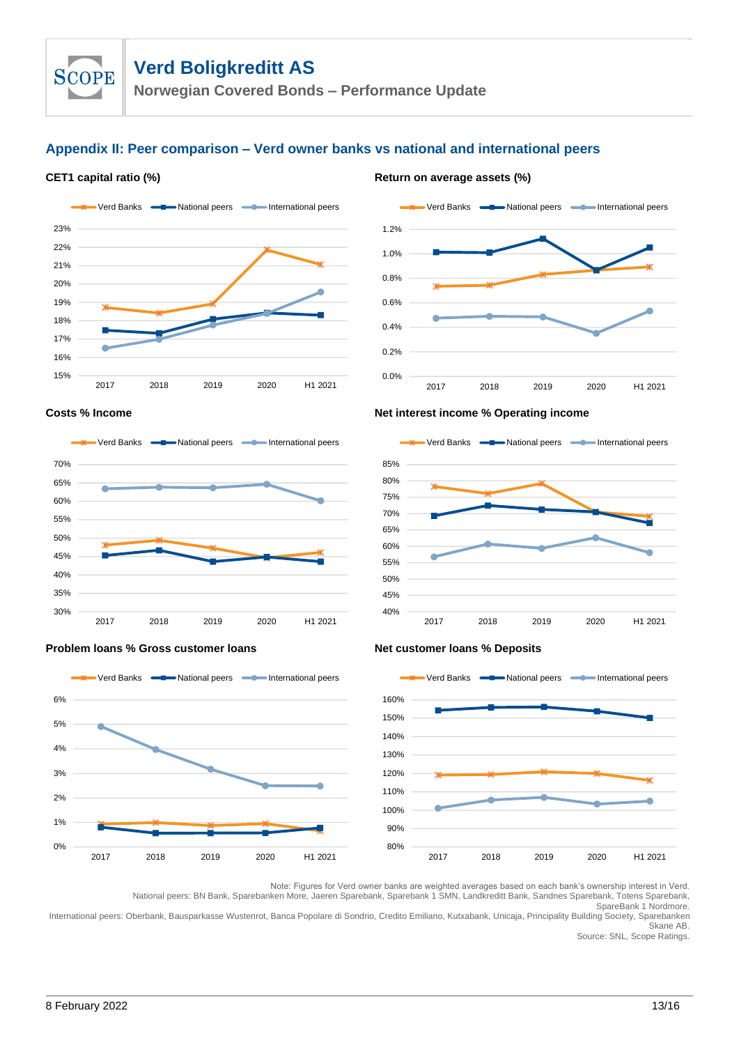## Appendix II: Peer comparison – Verd owner banks vs national and international peers

**CET1 capital ratio (%)**

**Return on average assets (%)**

**Costs % Income**

**Net interest income % Operating income**

**Problem loans % Gross customer loans**

**Net customer loans % Deposits**

Note: Figures for Verd owner banks are weighted averages based on each bank's ownership interest in Verd.
National peers: BN Bank, Sparebanken More, Jaeren Sparebank, Sparebank 1 SMN, Landkreditt Bank, Sandnes Sparebank, Totens Sparebank, SpareBank 1 Nordmore.
International peers: Oberbank, Bausparkasse Wustenrot, Banca Popolare di Sondrio, Credito Emiliano, Kutxabank, Unicaja, Principality Building Society, Sparebanken Skane AB.
Source: SNL, Scope Ratings.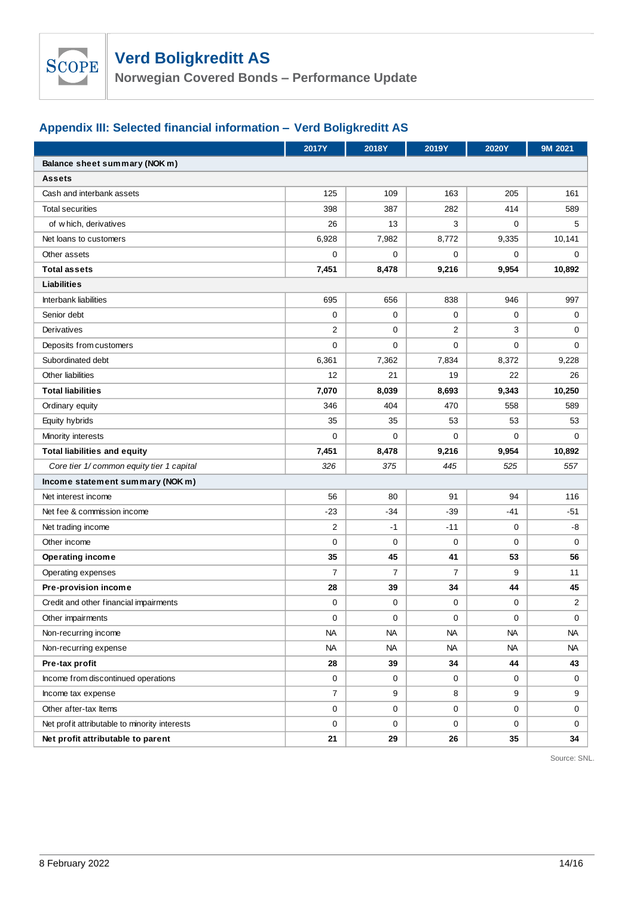## Appendix III: Selected financial information – Verd Boligkreditt AS

| | 2017Y | 2018Y | 2019Y | 2020Y | 9M 2021 |
|---|---|---|---|---|---|
| **Balance sheet summary (NOK m)** | | | | | |
| **Assets** | | | | | |
| Cash and interbank assets | 125 | 109 | 163 | 205 | 161 |
| Total securities | 398 | 387 | 282 | 414 | 589 |
| of which, derivatives | 26 | 13 | 3 | 0 | 5 |
| Net loans to customers | 6,928 | 7,982 | 8,772 | 9,335 | 10,141 |
| Other assets | 0 | 0 | 0 | 0 | 0 |
| **Total assets** | **7,451** | **8,478** | **9,216** | **9,954** | **10,892** |
| **Liabilities** | | | | | |
| Interbank liabilities | 695 | 656 | 838 | 946 | 997 |
| Senior debt | 0 | 0 | 0 | 0 | 0 |
| Derivatives | 2 | 0 | 2 | 3 | 0 |
| Deposits from customers | 0 | 0 | 0 | 0 | 0 |
| Subordinated debt | 6,361 | 7,362 | 7,834 | 8,372 | 9,228 |
| Other liabilities | 12 | 21 | 19 | 22 | 26 |
| **Total liabilities** | **7,070** | **8,039** | **8,693** | **9,343** | **10,250** |
| Ordinary equity | 346 | 404 | 470 | 558 | 589 |
| Equity hybrids | 35 | 35 | 53 | 53 | 53 |
| Minority interests | 0 | 0 | 0 | 0 | 0 |
| **Total liabilities and equity** | **7,451** | **8,478** | **9,216** | **9,954** | **10,892** |
| *Core tier 1/ common equity tier 1 capital* | *326* | *375* | *445* | *525* | *557* |
| **Income statement summary (NOK m)** | | | | | |
| Net interest income | 56 | 80 | 91 | 94 | 116 |
| Net fee & commission income | -23 | -34 | -39 | -41 | -51 |
| Net trading income | 2 | -1 | -11 | 0 | -8 |
| Other income | 0 | 0 | 0 | 0 | 0 |
| **Operating income** | **35** | **45** | **41** | **53** | **56** |
| Operating expenses | 7 | 7 | 7 | 9 | 11 |
| **Pre-provision income** | **28** | **39** | **34** | **44** | **45** |
| Credit and other financial impairments | 0 | 0 | 0 | 0 | 2 |
| Other impairments | 0 | 0 | 0 | 0 | 0 |
| Non-recurring income | NA | NA | NA | NA | NA |
| Non-recurring expense | NA | NA | NA | NA | NA |
| **Pre-tax profit** | **28** | **39** | **34** | **44** | **43** |
| Income from discontinued operations | 0 | 0 | 0 | 0 | 0 |
| Income tax expense | 7 | 9 | 8 | 9 | 9 |
| Other after-tax Items | 0 | 0 | 0 | 0 | 0 |
| Net profit attributable to minority interests | 0 | 0 | 0 | 0 | 0 |
| **Net profit attributable to parent** | **21** | **29** | **26** | **35** | **34** |

Source: SNL.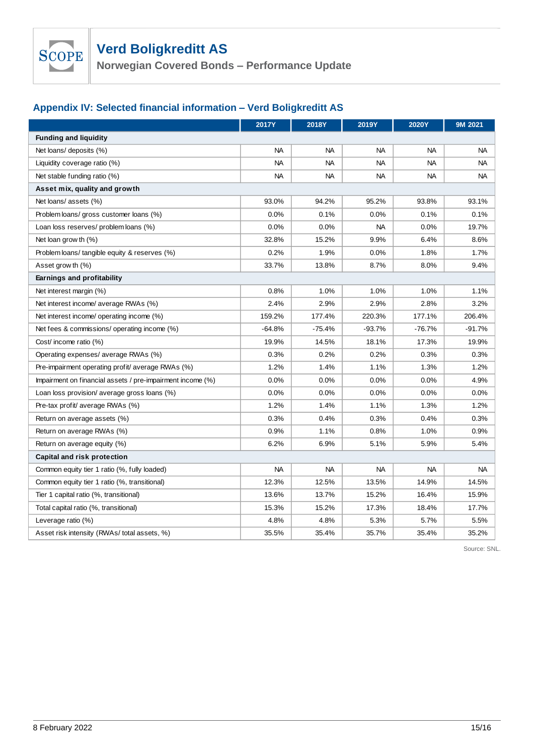## Appendix IV: Selected financial information – Verd Boligkreditt AS

| | 2017Y | 2018Y | 2019Y | 2020Y | 9M 2021 |
|---|---|---|---|---|---|
| **Funding and liquidity** | | | | | |
| Net loans/ deposits (%) | NA | NA | NA | NA | NA |
| Liquidity coverage ratio (%) | NA | NA | NA | NA | NA |
| Net stable funding ratio (%) | NA | NA | NA | NA | NA |
| **Asset mix, quality and growth** | | | | | |
| Net loans/ assets (%) | 93.0% | 94.2% | 95.2% | 93.8% | 93.1% |
| Problem loans/ gross customer loans (%) | 0.0% | 0.1% | 0.0% | 0.1% | 0.1% |
| Loan loss reserves/ problem loans (%) | 0.0% | 0.0% | NA | 0.0% | 19.7% |
| Net loan growth (%) | 32.8% | 15.2% | 9.9% | 6.4% | 8.6% |
| Problem loans/ tangible equity & reserves (%) | 0.2% | 1.9% | 0.0% | 1.8% | 1.7% |
| Asset growth (%) | 33.7% | 13.8% | 8.7% | 8.0% | 9.4% |
| **Earnings and profitability** | | | | | |
| Net interest margin (%) | 0.8% | 1.0% | 1.0% | 1.0% | 1.1% |
| Net interest income/ average RWAs (%) | 2.4% | 2.9% | 2.9% | 2.8% | 3.2% |
| Net interest income/ operating income (%) | 159.2% | 177.4% | 220.3% | 177.1% | 206.4% |
| Net fees & commissions/ operating income (%) | -64.8% | -75.4% | -93.7% | -76.7% | -91.7% |
| Cost/ income ratio (%) | 19.9% | 14.5% | 18.1% | 17.3% | 19.9% |
| Operating expenses/ average RWAs (%) | 0.3% | 0.2% | 0.2% | 0.3% | 0.3% |
| Pre-impairment operating profit/ average RWAs (%) | 1.2% | 1.4% | 1.1% | 1.3% | 1.2% |
| Impairment on financial assets / pre-impairment income (%) | 0.0% | 0.0% | 0.0% | 0.0% | 4.9% |
| Loan loss provision/ average gross loans (%) | 0.0% | 0.0% | 0.0% | 0.0% | 0.0% |
| Pre-tax profit/ average RWAs (%) | 1.2% | 1.4% | 1.1% | 1.3% | 1.2% |
| Return on average assets (%) | 0.3% | 0.4% | 0.3% | 0.4% | 0.3% |
| Return on average RWAs (%) | 0.9% | 1.1% | 0.8% | 1.0% | 0.9% |
| Return on average equity (%) | 6.2% | 6.9% | 5.1% | 5.9% | 5.4% |
| **Capital and risk protection** | | | | | |
| Common equity tier 1 ratio (%, fully loaded) | NA | NA | NA | NA | NA |
| Common equity tier 1 ratio (%, transitional) | 12.3% | 12.5% | 13.5% | 14.9% | 14.5% |
| Tier 1 capital ratio (%, transitional) | 13.6% | 13.7% | 15.2% | 16.4% | 15.9% |
| Total capital ratio (%, transitional) | 15.3% | 15.2% | 17.3% | 18.4% | 17.7% |
| Leverage ratio (%) | 4.8% | 4.8% | 5.3% | 5.7% | 5.5% |
| Asset risk intensity (RWAs/ total assets, %) | 35.5% | 35.4% | 35.7% | 35.4% | 35.2% |

Source: SNL.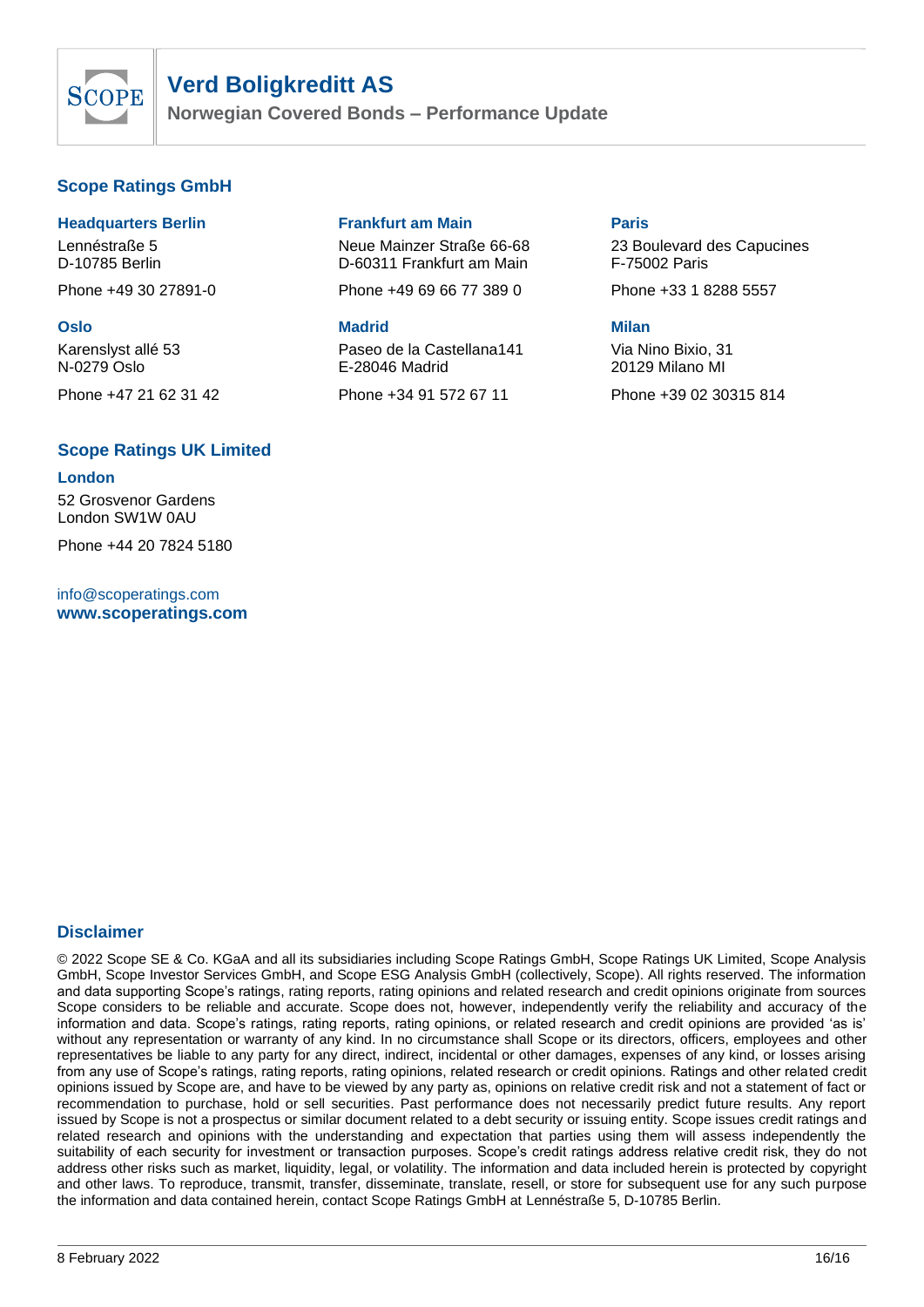## Scope Ratings GmbH

**Headquarters Berlin**

Lennéstraße 5
D-10785 Berlin

Phone +49 30 27891-0

**Frankfurt am Main**

Neue Mainzer Straße 66-68
D-60311 Frankfurt am Main

Phone +49 69 66 77 389 0

**Paris**

23 Boulevard des Capucines
F-75002 Paris

Phone +33 1 8288 5557

**Oslo**

Karenslyst allé 53
N-0279 Oslo

Phone +47 21 62 31 42

**Madrid**

Paseo de la Castellana141
E-28046 Madrid

Phone +34 91 572 67 11

**Milan**

Via Nino Bixio, 31
20129 Milano MI

Phone +39 02 30315 814

## Scope Ratings UK Limited

**London**

52 Grosvenor Gardens
London SW1W 0AU

Phone +44 20 7824 5180

info@scoperatings.com
**www.scoperatings.com**

## Disclaimer

© 2022 Scope SE & Co. KGaA and all its subsidiaries including Scope Ratings GmbH, Scope Ratings UK Limited, Scope Analysis GmbH, Scope Investor Services GmbH, and Scope ESG Analysis GmbH (collectively, Scope). All rights reserved. The information and data supporting Scope's ratings, rating reports, rating opinions and related research and credit opinions originate from sources Scope considers to be reliable and accurate. Scope does not, however, independently verify the reliability and accuracy of the information and data. Scope's ratings, rating reports, rating opinions, or related research and credit opinions are provided 'as is' without any representation or warranty of any kind. In no circumstance shall Scope or its directors, officers, employees and other representatives be liable to any party for any direct, indirect, incidental or other damages, expenses of any kind, or losses arising from any use of Scope's ratings, rating reports, rating opinions, related research or credit opinions. Ratings and other related credit opinions issued by Scope are, and have to be viewed by any party as, opinions on relative credit risk and not a statement of fact or recommendation to purchase, hold or sell securities. Past performance does not necessarily predict future results. Any report issued by Scope is not a prospectus or similar document related to a debt security or issuing entity. Scope issues credit ratings and related research and opinions with the understanding and expectation that parties using them will assess independently the suitability of each security for investment or transaction purposes. Scope's credit ratings address relative credit risk, they do not address other risks such as market, liquidity, legal, or volatility. The information and data included herein is protected by copyright and other laws. To reproduce, transmit, transfer, disseminate, translate, resell, or store for subsequent use for any such purpose the information and data contained herein, contact Scope Ratings GmbH at Lennéstraße 5, D-10785 Berlin.